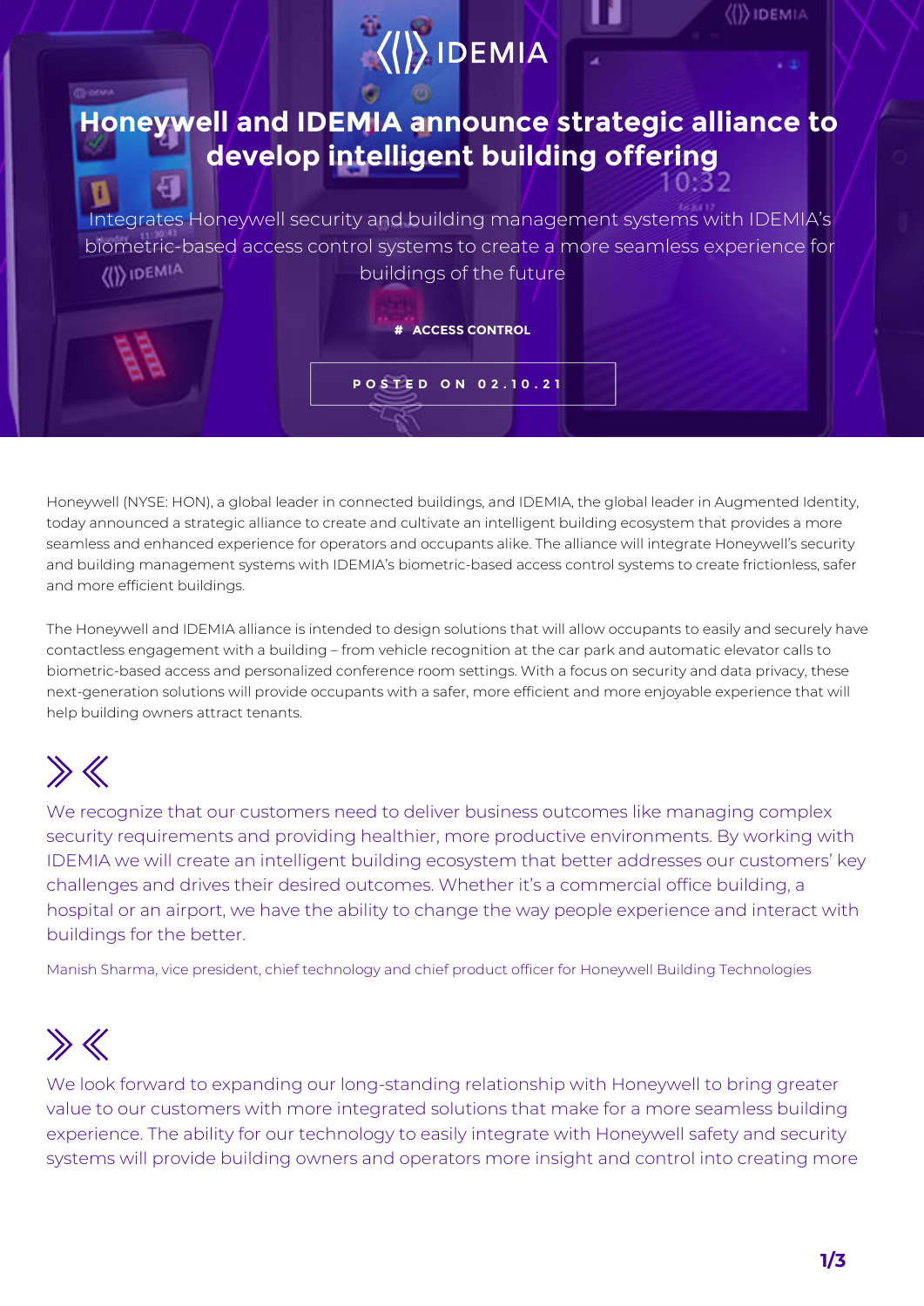# Honeywell and IDEMIA announce strategic alliance to develop intelligent building offering

Integrates Honeywell security and building management systems with IDEMIA's biometric-based access control systems to create a more seamless experience for buildings of the future

**# ACCESS CONTROL**

POSTED ON 02.10.21

Honeywell (NYSE: HON), a global leader in connected buildings, and IDEMIA, the global leader in Augmented Identity, today announced a strategic alliance to create and cultivate an intelligent building ecosystem that provides a more seamless and enhanced experience for operators and occupants alike. The alliance will integrate Honeywell's security and building management systems with IDEMIA's biometric-based access control systems to create frictionless, safer and more efficient buildings.

The Honeywell and IDEMIA alliance is intended to design solutions that will allow occupants to easily and securely have contactless engagement with a building – from vehicle recognition at the car park and automatic elevator calls to biometric-based access and personalized conference room settings. With a focus on security and data privacy, these next-generation solutions will provide occupants with a safer, more efficient and more enjoyable experience that will help building owners attract tenants.

> We recognize that our customers need to deliver business outcomes like managing complex security requirements and providing healthier, more productive environments. By working with IDEMIA we will create an intelligent building ecosystem that better addresses our customers' key challenges and drives their desired outcomes. Whether it's a commercial office building, a hospital or an airport, we have the ability to change the way people experience and interact with buildings for the better.
>
> Manish Sharma, vice president, chief technology and chief product officer for Honeywell Building Technologies

> We look forward to expanding our long-standing relationship with Honeywell to bring greater value to our customers with more integrated solutions that make for a more seamless building experience. The ability for our technology to easily integrate with Honeywell safety and security systems will provide building owners and operators more insight and control into creating more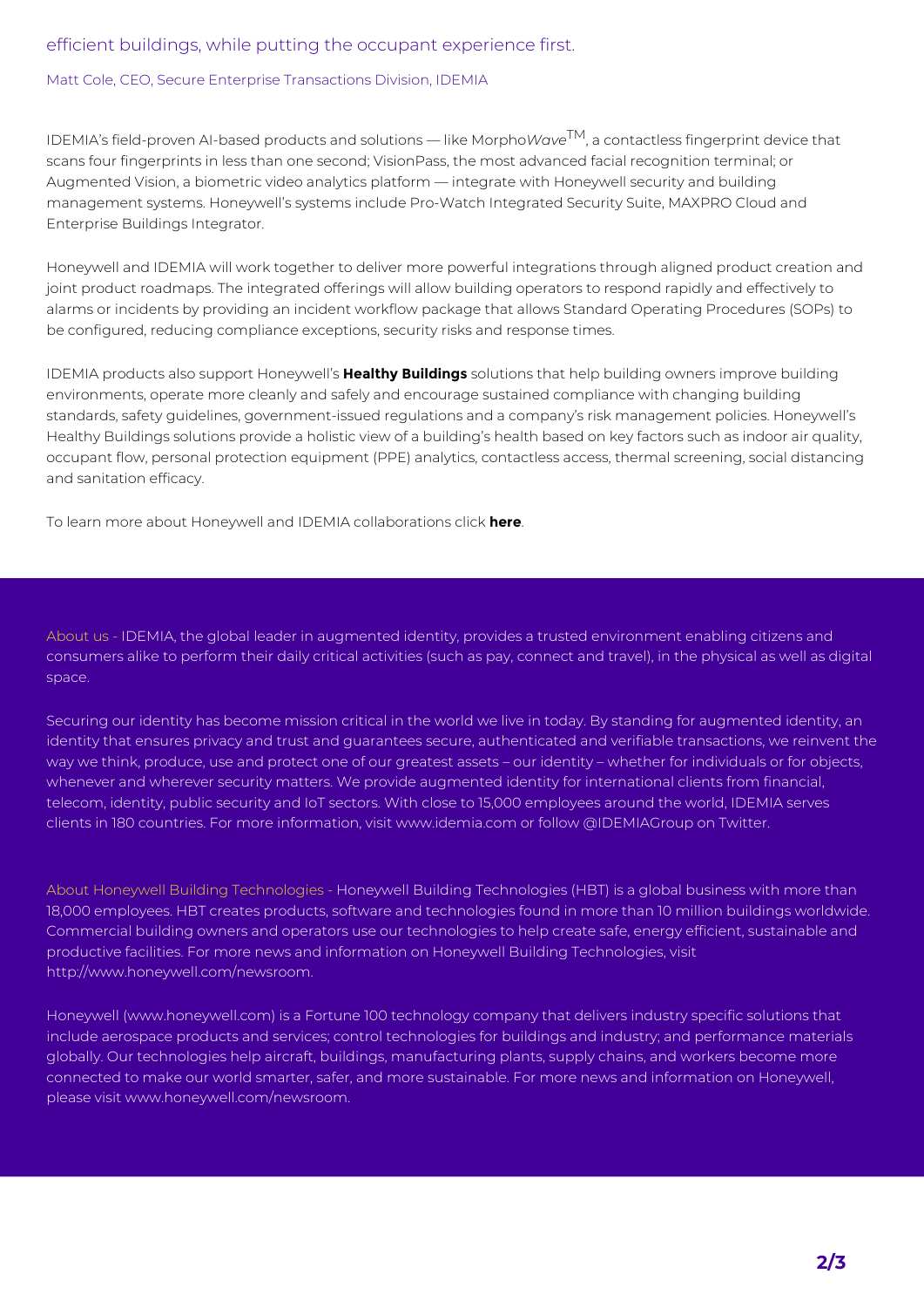efficient buildings, while putting the occupant experience first.

Matt Cole, CEO, Secure Enterprise Transactions Division, IDEMIA

IDEMIA's field-proven AI-based products and solutions — like Morpho*Wave*™, a contactless fingerprint device that scans four fingerprints in less than one second; VisionPass, the most advanced facial recognition terminal; or Augmented Vision, a biometric video analytics platform — integrate with Honeywell security and building management systems. Honeywell's systems include Pro-Watch Integrated Security Suite, MAXPRO Cloud and Enterprise Buildings Integrator.

Honeywell and IDEMIA will work together to deliver more powerful integrations through aligned product creation and joint product roadmaps. The integrated offerings will allow building operators to respond rapidly and effectively to alarms or incidents by providing an incident workflow package that allows Standard Operating Procedures (SOPs) to be configured, reducing compliance exceptions, security risks and response times.

IDEMIA products also support Honeywell's **Healthy Buildings** solutions that help building owners improve building environments, operate more cleanly and safely and encourage sustained compliance with changing building standards, safety guidelines, government-issued regulations and a company's risk management policies. Honeywell's Healthy Buildings solutions provide a holistic view of a building's health based on key factors such as indoor air quality, occupant flow, personal protection equipment (PPE) analytics, contactless access, thermal screening, social distancing and sanitation efficacy.

To learn more about Honeywell and IDEMIA collaborations click **here**.

About us - IDEMIA, the global leader in augmented identity, provides a trusted environment enabling citizens and consumers alike to perform their daily critical activities (such as pay, connect and travel), in the physical as well as digital space.

Securing our identity has become mission critical in the world we live in today. By standing for augmented identity, an identity that ensures privacy and trust and guarantees secure, authenticated and verifiable transactions, we reinvent the way we think, produce, use and protect one of our greatest assets – our identity – whether for individuals or for objects, whenever and wherever security matters. We provide augmented identity for international clients from financial, telecom, identity, public security and IoT sectors. With close to 15,000 employees around the world, IDEMIA serves clients in 180 countries. For more information, visit www.idemia.com or follow @IDEMIAGroup on Twitter.

About Honeywell Building Technologies - Honeywell Building Technologies (HBT) is a global business with more than 18,000 employees. HBT creates products, software and technologies found in more than 10 million buildings worldwide. Commercial building owners and operators use our technologies to help create safe, energy efficient, sustainable and productive facilities. For more news and information on Honeywell Building Technologies, visit http://www.honeywell.com/newsroom.

Honeywell (www.honeywell.com) is a Fortune 100 technology company that delivers industry specific solutions that include aerospace products and services; control technologies for buildings and industry; and performance materials globally. Our technologies help aircraft, buildings, manufacturing plants, supply chains, and workers become more connected to make our world smarter, safer, and more sustainable. For more news and information on Honeywell, please visit www.honeywell.com/newsroom.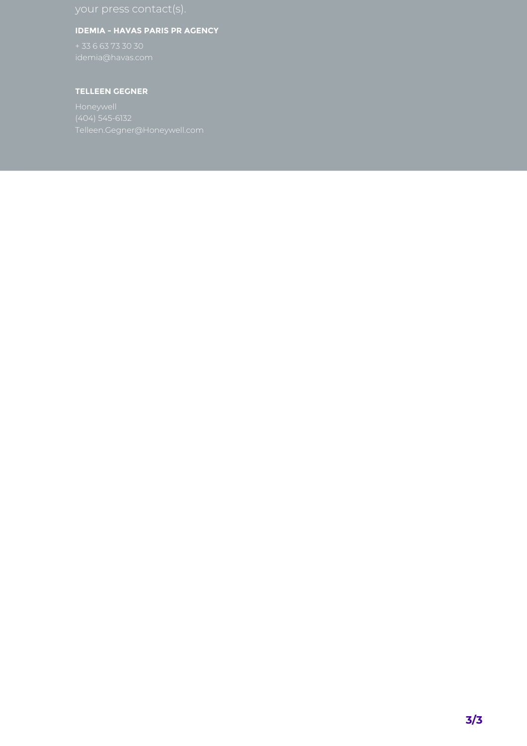your press contact(s).

**IDEMIA - HAVAS PARIS PR AGENCY**

+ 33 6 63 73 30 30
idemia@havas.com

**TELLEEN GEGNER**

Honeywell
(404) 545-6132
Telleen.Gegner@Honeywell.com